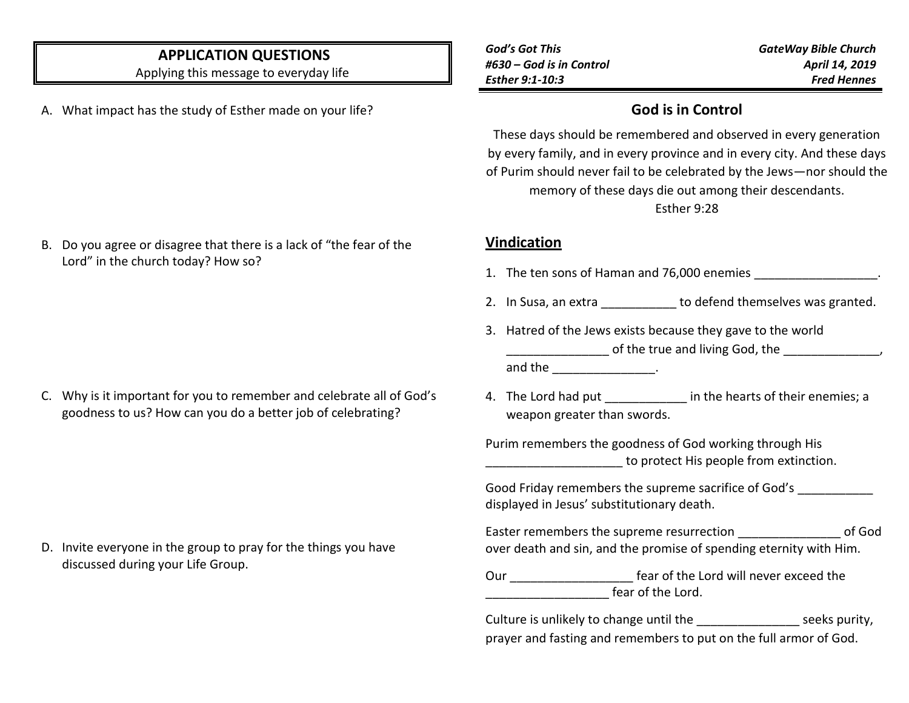## APPLICATION QUESTIONS

Applying this message to everyday life

A. What impact has the study of Esther made on your life?

B. Do you agree or disagree that there is a lack of "the fear of the Lord" in the church today? How so?

C. Why is it important for you to remember and celebrate all of God's goodness to us? How can you do a better job of celebrating?

D. Invite everyone in the group to pray for the things you have discussed during your Life Group.

***God's Got This***
***#630 – God is in Control***
***Esther 9:1-10:3***

***GateWay Bible Church***
***April 14, 2019***
***Fred Hennes***

## God is in Control

These days should be remembered and observed in every generation by every family, and in every province and in every city. And these days of Purim should never fail to be celebrated by the Jews—nor should the memory of these days die out among their descendants.
Esther 9:28

### Vindication

1. The ten sons of Haman and 76,000 enemies __________________.
2. In Susa, an extra ___________ to defend themselves was granted.
3. Hatred of the Jews exists because they gave to the world _______________ of the true and living God, the ______________, and the _______________.
4. The Lord had put ____________ in the hearts of their enemies; a weapon greater than swords.

Purim remembers the goodness of God working through His ____________________ to protect His people from extinction.

Good Friday remembers the supreme sacrifice of God's ___________ displayed in Jesus' substitutionary death.

Easter remembers the supreme resurrection _______________ of God over death and sin, and the promise of spending eternity with Him.

Our __________________ fear of the Lord will never exceed the __________________ fear of the Lord.

Culture is unlikely to change until the _______________ seeks purity, prayer and fasting and remembers to put on the full armor of God.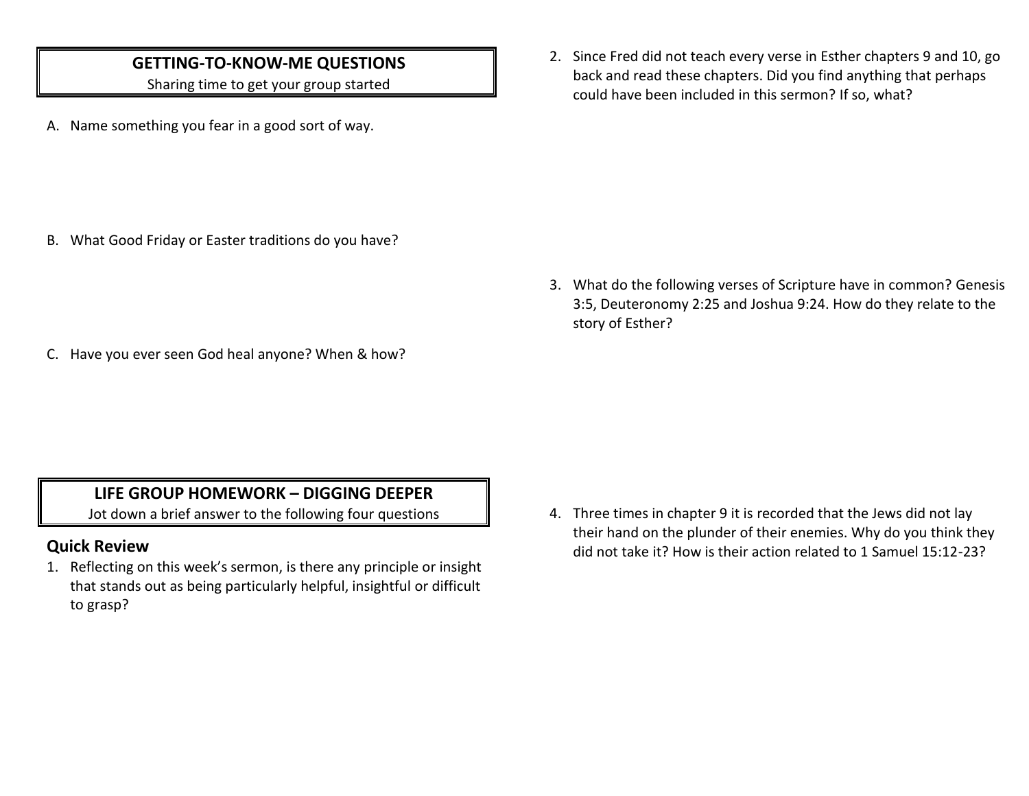## GETTING-TO-KNOW-ME QUESTIONS

Sharing time to get your group started

A. Name something you fear in a good sort of way.

B. What Good Friday or Easter traditions do you have?

C. Have you ever seen God heal anyone? When & how?

## LIFE GROUP HOMEWORK – DIGGING DEEPER

Jot down a brief answer to the following four questions

### Quick Review

1. Reflecting on this week's sermon, is there any principle or insight that stands out as being particularly helpful, insightful or difficult to grasp?

2. Since Fred did not teach every verse in Esther chapters 9 and 10, go back and read these chapters. Did you find anything that perhaps could have been included in this sermon? If so, what?

3. What do the following verses of Scripture have in common? Genesis 3:5, Deuteronomy 2:25 and Joshua 9:24. How do they relate to the story of Esther?

4. Three times in chapter 9 it is recorded that the Jews did not lay their hand on the plunder of their enemies. Why do you think they did not take it? How is their action related to 1 Samuel 15:12-23?